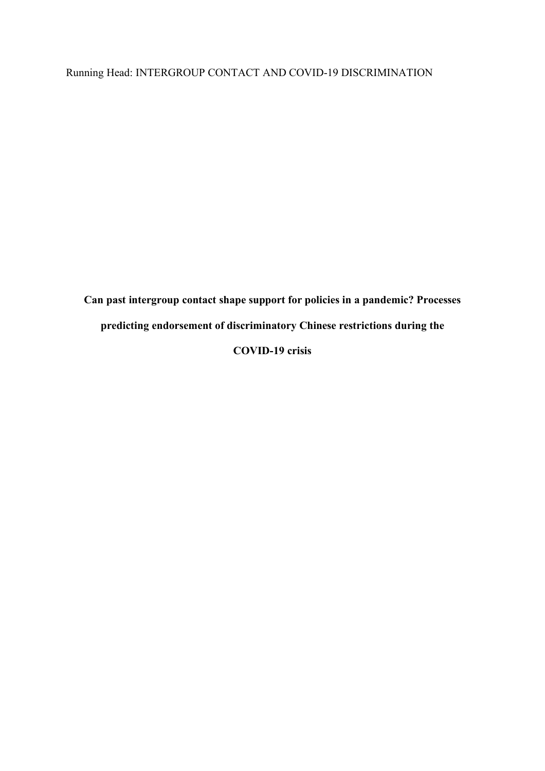# Can past intergroup contact shape support for policies in a pandemic? Processes predicting endorsement of discriminatory Chinese restrictions during the COVID-19 crisis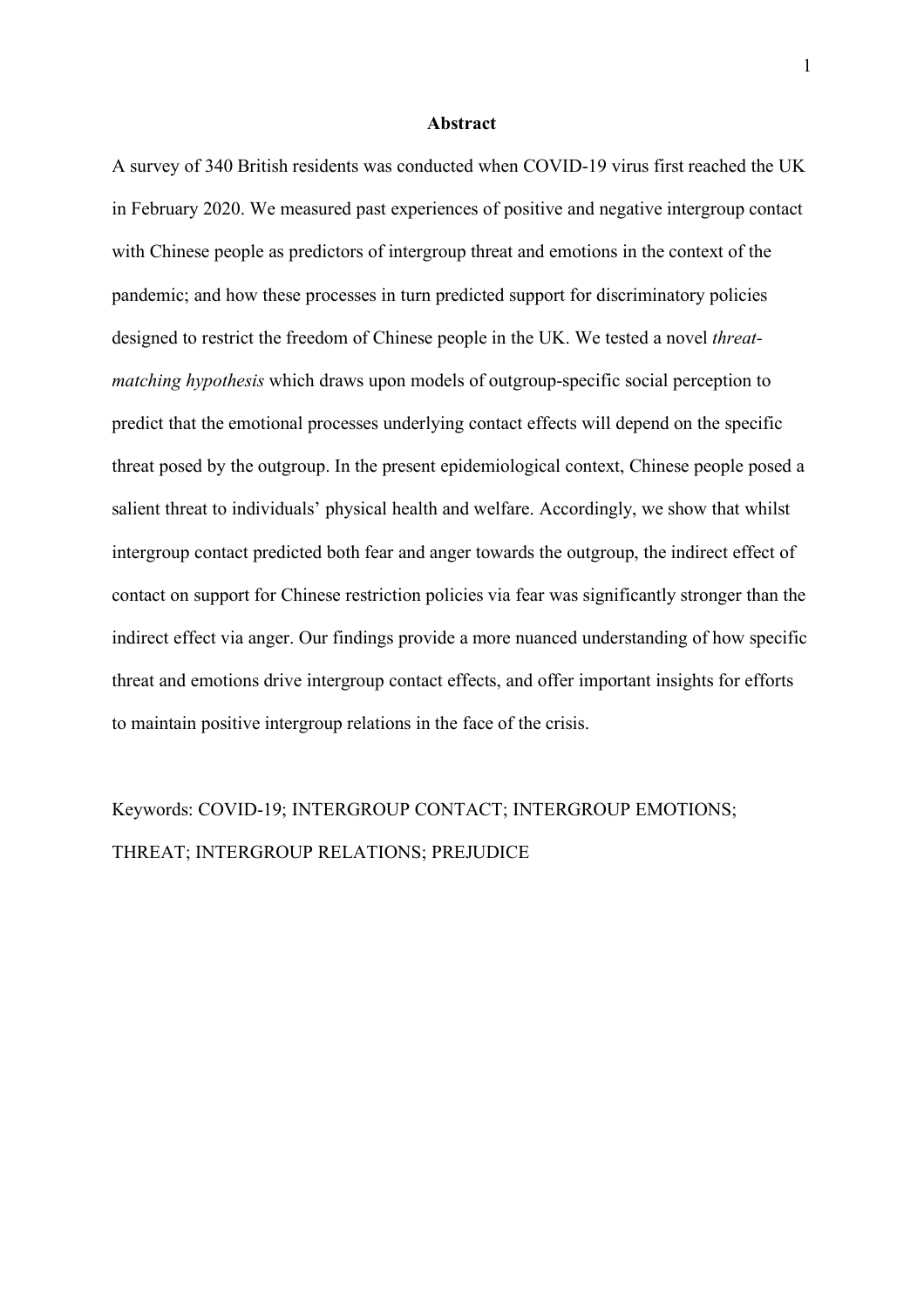## Abstract

A survey of 340 British residents was conducted when COVID-19 virus first reached the UK in February 2020. We measured past experiences of positive and negative intergroup contact with Chinese people as predictors of intergroup threat and emotions in the context of the pandemic; and how these processes in turn predicted support for discriminatory policies designed to restrict the freedom of Chinese people in the UK. We tested a novel *threat-matching hypothesis* which draws upon models of outgroup-specific social perception to predict that the emotional processes underlying contact effects will depend on the specific threat posed by the outgroup. In the present epidemiological context, Chinese people posed a salient threat to individuals' physical health and welfare. Accordingly, we show that whilst intergroup contact predicted both fear and anger towards the outgroup, the indirect effect of contact on support for Chinese restriction policies via fear was significantly stronger than the indirect effect via anger. Our findings provide a more nuanced understanding of how specific threat and emotions drive intergroup contact effects, and offer important insights for efforts to maintain positive intergroup relations in the face of the crisis.

Keywords: COVID-19; INTERGROUP CONTACT; INTERGROUP EMOTIONS; THREAT; INTERGROUP RELATIONS; PREJUDICE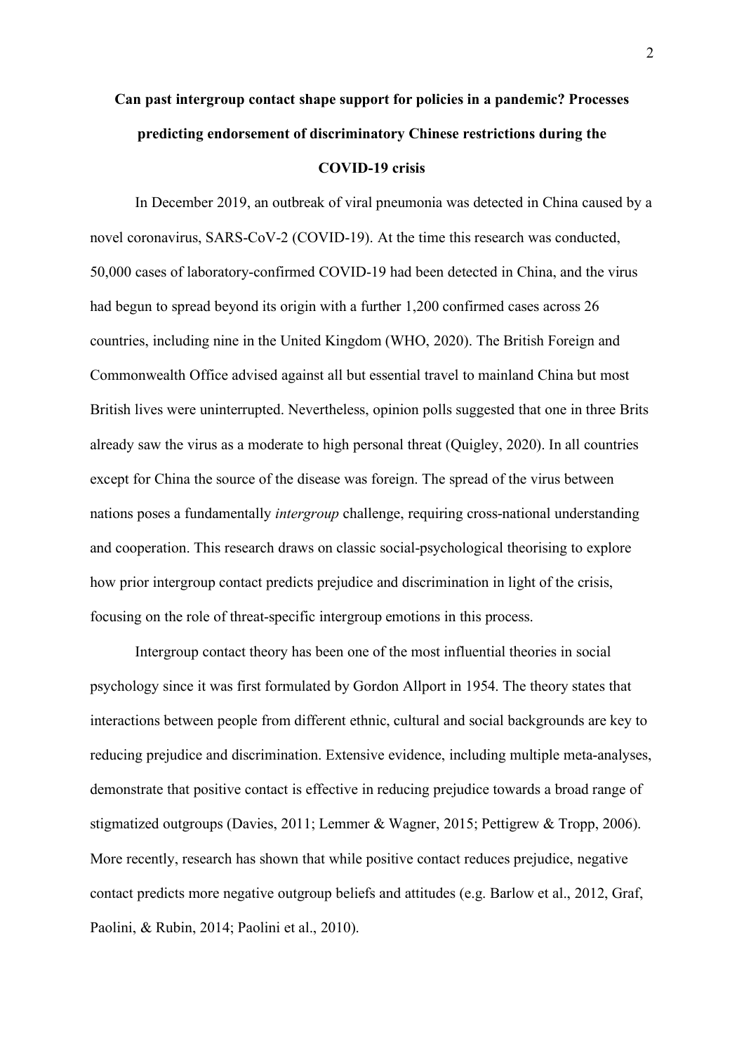# Can past intergroup contact shape support for policies in a pandemic? Processes predicting endorsement of discriminatory Chinese restrictions during the COVID-19 crisis

In December 2019, an outbreak of viral pneumonia was detected in China caused by a novel coronavirus, SARS-CoV-2 (COVID-19). At the time this research was conducted, 50,000 cases of laboratory-confirmed COVID-19 had been detected in China, and the virus had begun to spread beyond its origin with a further 1,200 confirmed cases across 26 countries, including nine in the United Kingdom (WHO, 2020). The British Foreign and Commonwealth Office advised against all but essential travel to mainland China but most British lives were uninterrupted. Nevertheless, opinion polls suggested that one in three Brits already saw the virus as a moderate to high personal threat (Quigley, 2020). In all countries except for China the source of the disease was foreign. The spread of the virus between nations poses a fundamentally *intergroup* challenge, requiring cross-national understanding and cooperation. This research draws on classic social-psychological theorising to explore how prior intergroup contact predicts prejudice and discrimination in light of the crisis, focusing on the role of threat-specific intergroup emotions in this process.

Intergroup contact theory has been one of the most influential theories in social psychology since it was first formulated by Gordon Allport in 1954. The theory states that interactions between people from different ethnic, cultural and social backgrounds are key to reducing prejudice and discrimination. Extensive evidence, including multiple meta-analyses, demonstrate that positive contact is effective in reducing prejudice towards a broad range of stigmatized outgroups (Davies, 2011; Lemmer & Wagner, 2015; Pettigrew & Tropp, 2006). More recently, research has shown that while positive contact reduces prejudice, negative contact predicts more negative outgroup beliefs and attitudes (e.g. Barlow et al., 2012, Graf, Paolini, & Rubin, 2014; Paolini et al., 2010).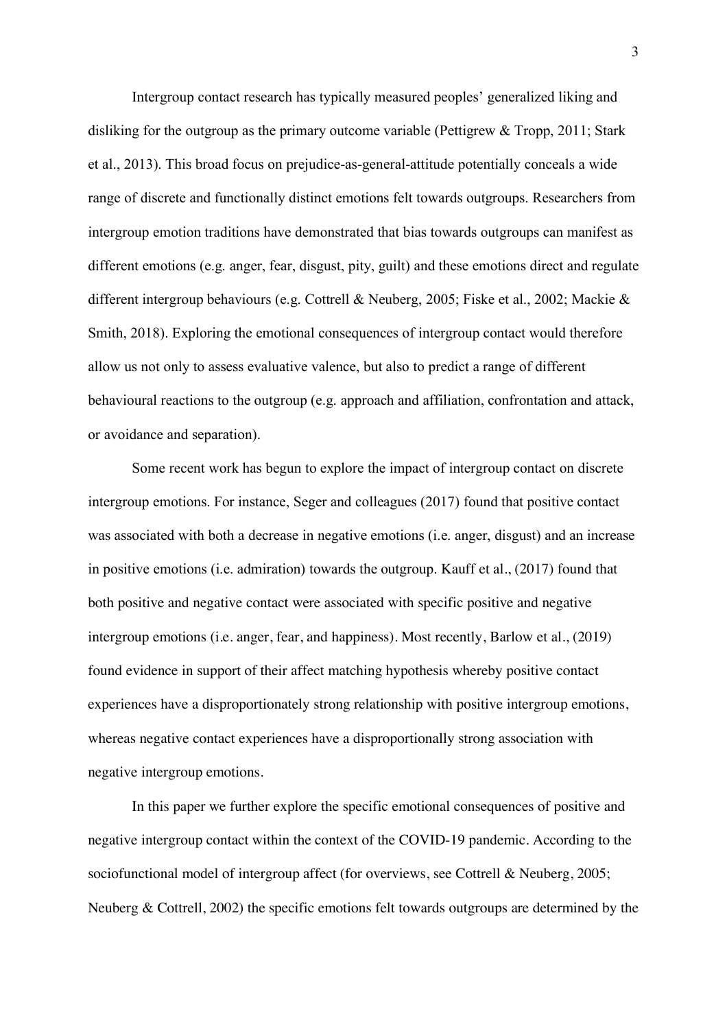Intergroup contact research has typically measured peoples' generalized liking and disliking for the outgroup as the primary outcome variable (Pettigrew & Tropp, 2011; Stark et al., 2013). This broad focus on prejudice-as-general-attitude potentially conceals a wide range of discrete and functionally distinct emotions felt towards outgroups. Researchers from intergroup emotion traditions have demonstrated that bias towards outgroups can manifest as different emotions (e.g. anger, fear, disgust, pity, guilt) and these emotions direct and regulate different intergroup behaviours (e.g. Cottrell & Neuberg, 2005; Fiske et al., 2002; Mackie & Smith, 2018). Exploring the emotional consequences of intergroup contact would therefore allow us not only to assess evaluative valence, but also to predict a range of different behavioural reactions to the outgroup (e.g. approach and affiliation, confrontation and attack, or avoidance and separation).

Some recent work has begun to explore the impact of intergroup contact on discrete intergroup emotions. For instance, Seger and colleagues (2017) found that positive contact was associated with both a decrease in negative emotions (i.e. anger, disgust) and an increase in positive emotions (i.e. admiration) towards the outgroup. Kauff et al., (2017) found that both positive and negative contact were associated with specific positive and negative intergroup emotions (i.e. anger, fear, and happiness). Most recently, Barlow et al., (2019) found evidence in support of their affect matching hypothesis whereby positive contact experiences have a disproportionately strong relationship with positive intergroup emotions, whereas negative contact experiences have a disproportionally strong association with negative intergroup emotions.

In this paper we further explore the specific emotional consequences of positive and negative intergroup contact within the context of the COVID-19 pandemic. According to the sociofunctional model of intergroup affect (for overviews, see Cottrell & Neuberg, 2005; Neuberg & Cottrell, 2002) the specific emotions felt towards outgroups are determined by the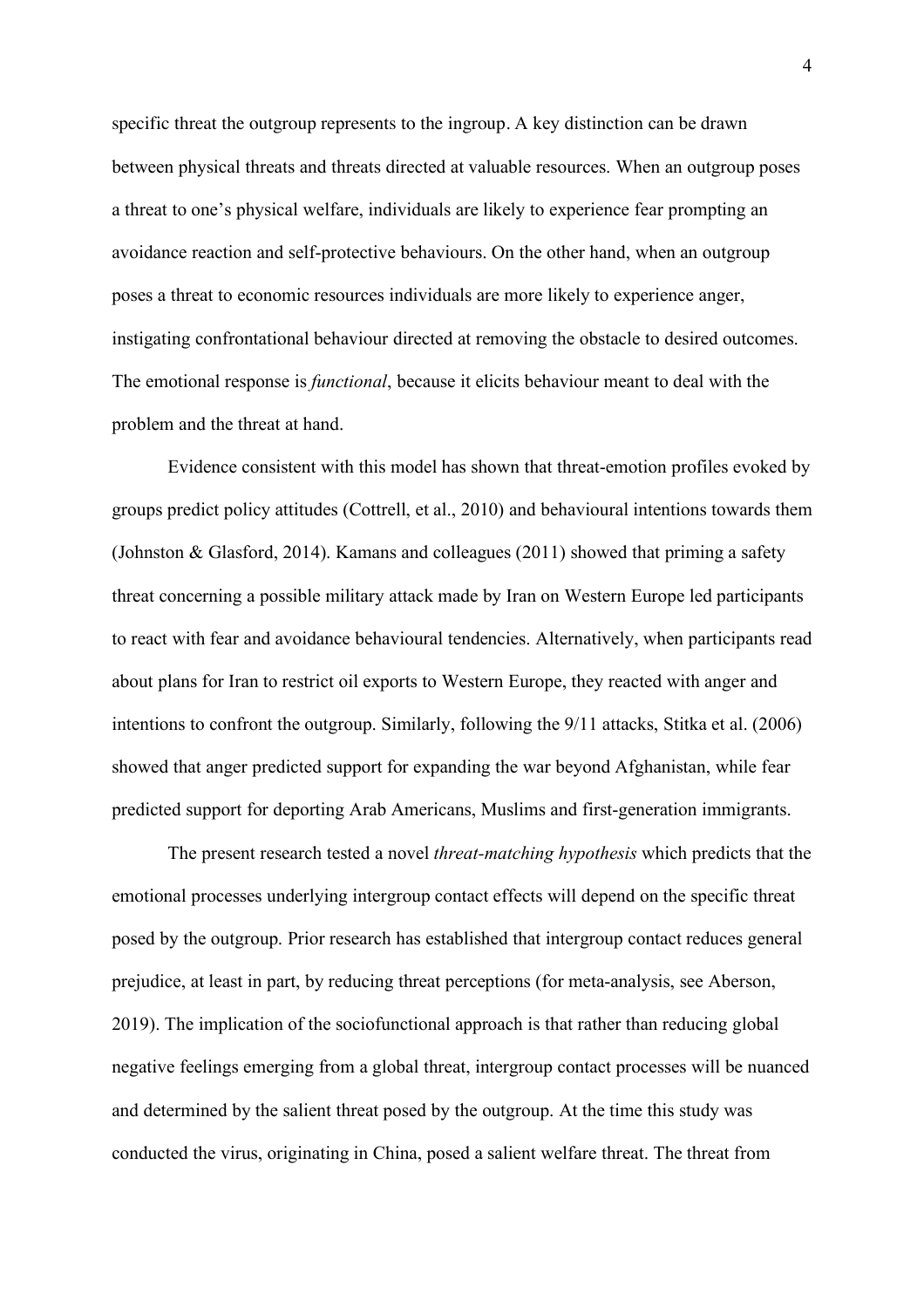specific threat the outgroup represents to the ingroup. A key distinction can be drawn between physical threats and threats directed at valuable resources. When an outgroup poses a threat to one's physical welfare, individuals are likely to experience fear prompting an avoidance reaction and self-protective behaviours. On the other hand, when an outgroup poses a threat to economic resources individuals are more likely to experience anger, instigating confrontational behaviour directed at removing the obstacle to desired outcomes. The emotional response is *functional*, because it elicits behaviour meant to deal with the problem and the threat at hand.

Evidence consistent with this model has shown that threat-emotion profiles evoked by groups predict policy attitudes (Cottrell, et al., 2010) and behavioural intentions towards them (Johnston & Glasford, 2014). Kamans and colleagues (2011) showed that priming a safety threat concerning a possible military attack made by Iran on Western Europe led participants to react with fear and avoidance behavioural tendencies. Alternatively, when participants read about plans for Iran to restrict oil exports to Western Europe, they reacted with anger and intentions to confront the outgroup. Similarly, following the 9/11 attacks, Stitka et al. (2006) showed that anger predicted support for expanding the war beyond Afghanistan, while fear predicted support for deporting Arab Americans, Muslims and first-generation immigrants.

The present research tested a novel *threat-matching hypothesis* which predicts that the emotional processes underlying intergroup contact effects will depend on the specific threat posed by the outgroup. Prior research has established that intergroup contact reduces general prejudice, at least in part, by reducing threat perceptions (for meta-analysis, see Aberson, 2019). The implication of the sociofunctional approach is that rather than reducing global negative feelings emerging from a global threat, intergroup contact processes will be nuanced and determined by the salient threat posed by the outgroup. At the time this study was conducted the virus, originating in China, posed a salient welfare threat. The threat from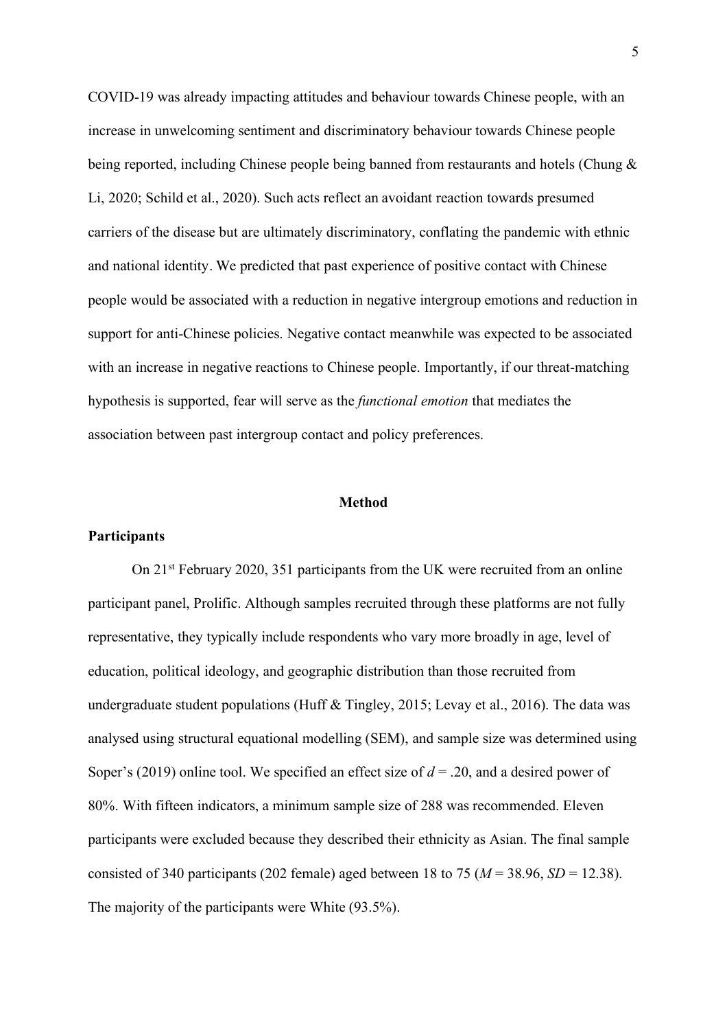COVID-19 was already impacting attitudes and behaviour towards Chinese people, with an increase in unwelcoming sentiment and discriminatory behaviour towards Chinese people being reported, including Chinese people being banned from restaurants and hotels (Chung & Li, 2020; Schild et al., 2020). Such acts reflect an avoidant reaction towards presumed carriers of the disease but are ultimately discriminatory, conflating the pandemic with ethnic and national identity. We predicted that past experience of positive contact with Chinese people would be associated with a reduction in negative intergroup emotions and reduction in support for anti-Chinese policies. Negative contact meanwhile was expected to be associated with an increase in negative reactions to Chinese people. Importantly, if our threat-matching hypothesis is supported, fear will serve as the *functional emotion* that mediates the association between past intergroup contact and policy preferences.

## Method

### Participants

On 21st February 2020, 351 participants from the UK were recruited from an online participant panel, Prolific. Although samples recruited through these platforms are not fully representative, they typically include respondents who vary more broadly in age, level of education, political ideology, and geographic distribution than those recruited from undergraduate student populations (Huff & Tingley, 2015; Levay et al., 2016). The data was analysed using structural equational modelling (SEM), and sample size was determined using Soper's (2019) online tool. We specified an effect size of $d = .20$, and a desired power of 80%. With fifteen indicators, a minimum sample size of 288 was recommended. Eleven participants were excluded because they described their ethnicity as Asian. The final sample consisted of 340 participants (202 female) aged between 18 to 75 ($M = 38.96$, $SD = 12.38$). The majority of the participants were White (93.5%).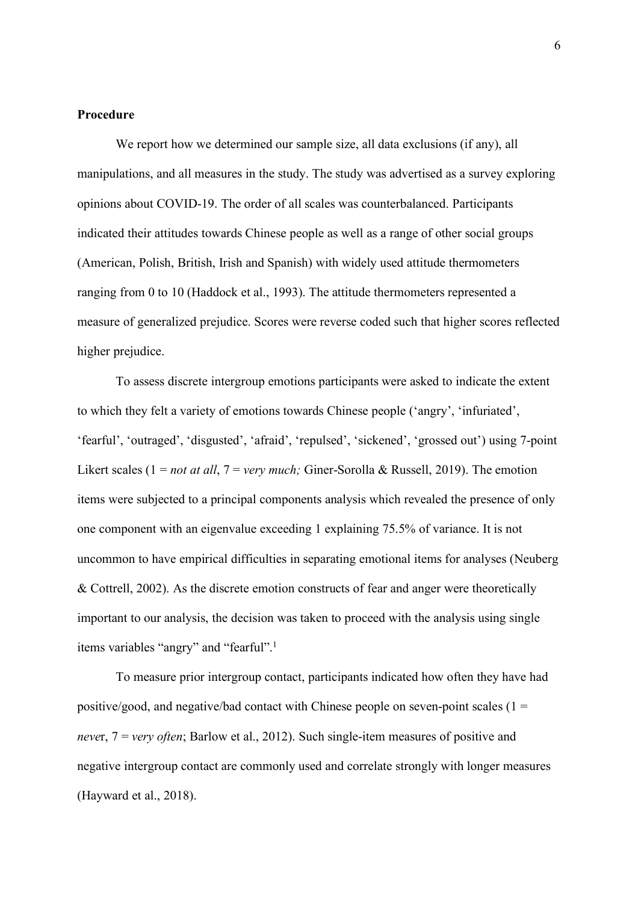**Procedure**

We report how we determined our sample size, all data exclusions (if any), all manipulations, and all measures in the study. The study was advertised as a survey exploring opinions about COVID-19. The order of all scales was counterbalanced. Participants indicated their attitudes towards Chinese people as well as a range of other social groups (American, Polish, British, Irish and Spanish) with widely used attitude thermometers ranging from 0 to 10 (Haddock et al., 1993). The attitude thermometers represented a measure of generalized prejudice. Scores were reverse coded such that higher scores reflected higher prejudice.

To assess discrete intergroup emotions participants were asked to indicate the extent to which they felt a variety of emotions towards Chinese people ('angry', 'infuriated', 'fearful', 'outraged', 'disgusted', 'afraid', 'repulsed', 'sickened', 'grossed out') using 7-point Likert scales (1 = *not at all*, 7 = *very much;* Giner-Sorolla & Russell, 2019). The emotion items were subjected to a principal components analysis which revealed the presence of only one component with an eigenvalue exceeding 1 explaining 75.5% of variance. It is not uncommon to have empirical difficulties in separating emotional items for analyses (Neuberg & Cottrell, 2002). As the discrete emotion constructs of fear and anger were theoretically important to our analysis, the decision was taken to proceed with the analysis using single items variables "angry" and "fearful".[1]

To measure prior intergroup contact, participants indicated how often they have had positive/good, and negative/bad contact with Chinese people on seven-point scales (1 = *never*, 7 = *very often*; Barlow et al., 2012). Such single-item measures of positive and negative intergroup contact are commonly used and correlate strongly with longer measures (Hayward et al., 2018).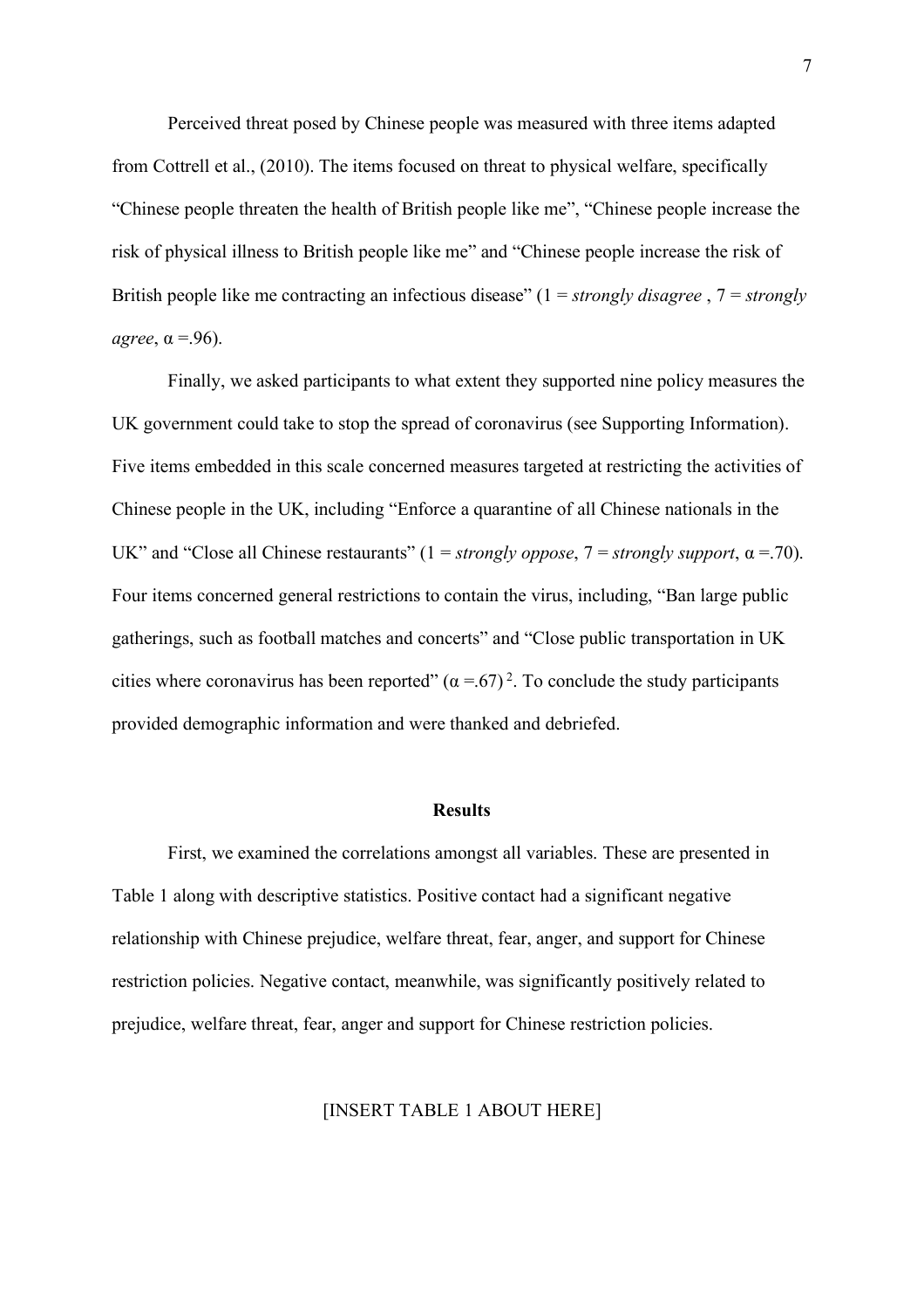Perceived threat posed by Chinese people was measured with three items adapted from Cottrell et al., (2010). The items focused on threat to physical welfare, specifically "Chinese people threaten the health of British people like me", "Chinese people increase the risk of physical illness to British people like me" and "Chinese people increase the risk of British people like me contracting an infectious disease" (1 = *strongly disagree* , 7 = *strongly agree*, $\alpha$ =.96).

Finally, we asked participants to what extent they supported nine policy measures the UK government could take to stop the spread of coronavirus (see Supporting Information). Five items embedded in this scale concerned measures targeted at restricting the activities of Chinese people in the UK, including "Enforce a quarantine of all Chinese nationals in the UK" and "Close all Chinese restaurants" (1 = *strongly oppose*, 7 = *strongly support*, $\alpha$ =.70). Four items concerned general restrictions to contain the virus, including, "Ban large public gatherings, such as football matches and concerts" and "Close public transportation in UK cities where coronavirus has been reported" ($\alpha$ =.67) [2]. To conclude the study participants provided demographic information and were thanked and debriefed.

## Results

First, we examined the correlations amongst all variables. These are presented in Table 1 along with descriptive statistics. Positive contact had a significant negative relationship with Chinese prejudice, welfare threat, fear, anger, and support for Chinese restriction policies. Negative contact, meanwhile, was significantly positively related to prejudice, welfare threat, fear, anger and support for Chinese restriction policies.

[INSERT TABLE 1 ABOUT HERE]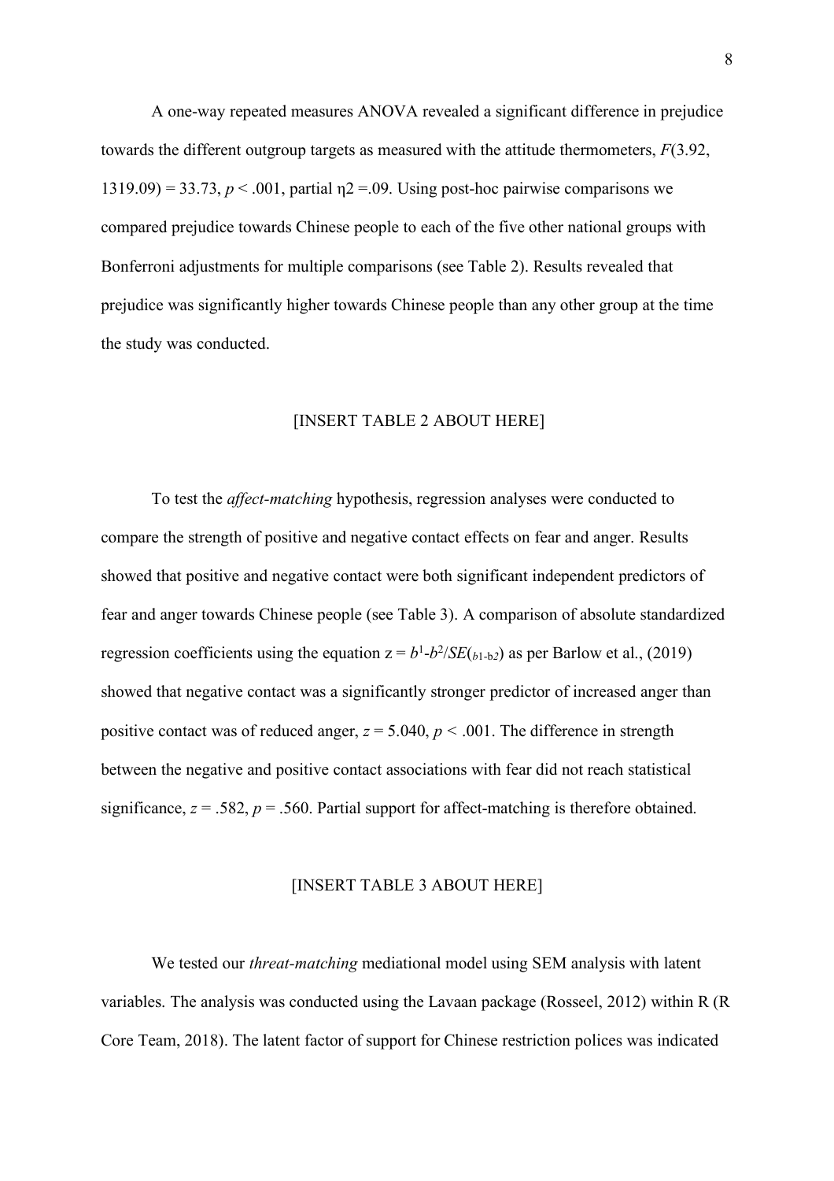A one-way repeated measures ANOVA revealed a significant difference in prejudice towards the different outgroup targets as measured with the attitude thermometers, $F(3.92, 1319.09) = 33.73$, $p < .001$, partial $\eta 2 = .09$. Using post-hoc pairwise comparisons we compared prejudice towards Chinese people to each of the five other national groups with Bonferroni adjustments for multiple comparisons (see Table 2). Results revealed that prejudice was significantly higher towards Chinese people than any other group at the time the study was conducted.

[INSERT TABLE 2 ABOUT HERE]

To test the *affect-matching* hypothesis, regression analyses were conducted to compare the strength of positive and negative contact effects on fear and anger. Results showed that positive and negative contact were both significant independent predictors of fear and anger towards Chinese people (see Table 3). A comparison of absolute standardized regression coefficients using the equation $z = b^1 \text{-} b^2 / SE(_{b1\text{-}b2})$ as per Barlow et al., (2019) showed that negative contact was a significantly stronger predictor of increased anger than positive contact was of reduced anger, $z = 5.040$, $p < .001$. The difference in strength between the negative and positive contact associations with fear did not reach statistical significance, $z = .582$, $p = .560$. Partial support for affect-matching is therefore obtained.

[INSERT TABLE 3 ABOUT HERE]

We tested our *threat-matching* mediational model using SEM analysis with latent variables. The analysis was conducted using the Lavaan package (Rosseel, 2012) within R (R Core Team, 2018). The latent factor of support for Chinese restriction polices was indicated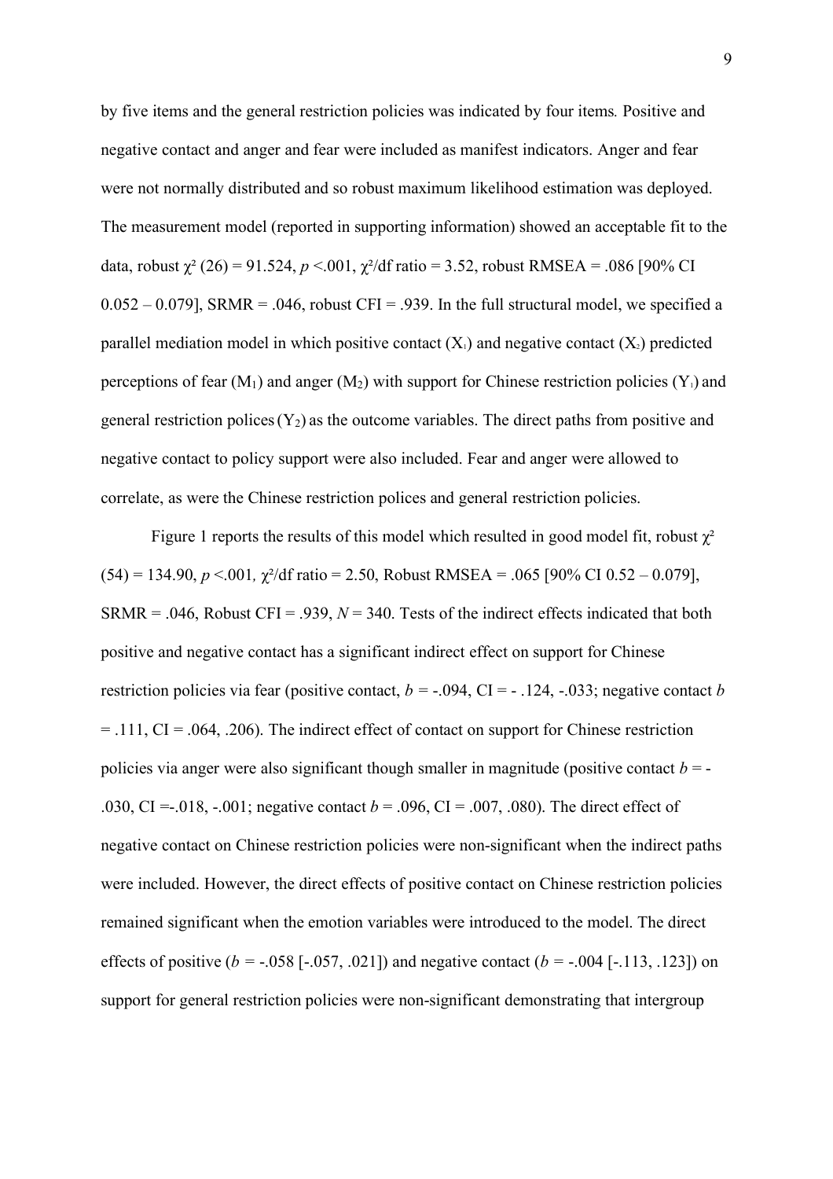by five items and the general restriction policies was indicated by four items. Positive and negative contact and anger and fear were included as manifest indicators. Anger and fear were not normally distributed and so robust maximum likelihood estimation was deployed. The measurement model (reported in supporting information) showed an acceptable fit to the data, robust $\chi^2$ (26) = 91.524, *p* <.001, $\chi^2$/df ratio = 3.52, robust RMSEA = .086 [90% CI 0.052 – 0.079], SRMR = .046, robust CFI = .939. In the full structural model, we specified a parallel mediation model in which positive contact ($X_1$) and negative contact ($X_2$) predicted perceptions of fear ($M_1$) and anger ($M_2$) with support for Chinese restriction policies ($Y_1$) and general restriction polices ($Y_2$) as the outcome variables. The direct paths from positive and negative contact to policy support were also included. Fear and anger were allowed to correlate, as were the Chinese restriction polices and general restriction policies.

Figure 1 reports the results of this model which resulted in good model fit, robust $\chi^2$ (54) = 134.90, *p* <.001, $\chi^2$/df ratio = 2.50, Robust RMSEA = .065 [90% CI 0.52 – 0.079], SRMR = .046, Robust CFI = .939, *N* = 340. Tests of the indirect effects indicated that both positive and negative contact has a significant indirect effect on support for Chinese restriction policies via fear (positive contact, *b* = -.094, CI = - .124, -.033; negative contact *b* = .111, CI = .064, .206). The indirect effect of contact on support for Chinese restriction policies via anger were also significant though smaller in magnitude (positive contact *b* = -.030, CI =-.018, -.001; negative contact *b* = .096, CI = .007, .080). The direct effect of negative contact on Chinese restriction policies were non-significant when the indirect paths were included. However, the direct effects of positive contact on Chinese restriction policies remained significant when the emotion variables were introduced to the model. The direct effects of positive (*b* = -.058 [-.057, .021]) and negative contact (*b* = -.004 [-.113, .123]) on support for general restriction policies were non-significant demonstrating that intergroup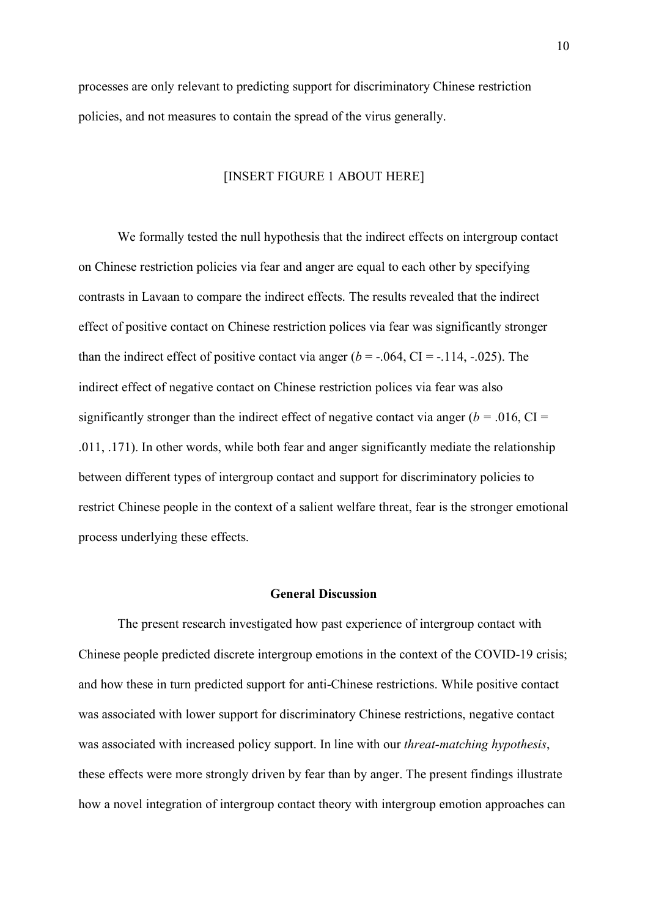processes are only relevant to predicting support for discriminatory Chinese restriction policies, and not measures to contain the spread of the virus generally.

[INSERT FIGURE 1 ABOUT HERE]

We formally tested the null hypothesis that the indirect effects on intergroup contact on Chinese restriction policies via fear and anger are equal to each other by specifying contrasts in Lavaan to compare the indirect effects. The results revealed that the indirect effect of positive contact on Chinese restriction polices via fear was significantly stronger than the indirect effect of positive contact via anger ($b$ = -.064, CI = -.114, -.025). The indirect effect of negative contact on Chinese restriction polices via fear was also significantly stronger than the indirect effect of negative contact via anger ($b$ = .016, CI = .011, .171). In other words, while both fear and anger significantly mediate the relationship between different types of intergroup contact and support for discriminatory policies to restrict Chinese people in the context of a salient welfare threat, fear is the stronger emotional process underlying these effects.

## General Discussion

The present research investigated how past experience of intergroup contact with Chinese people predicted discrete intergroup emotions in the context of the COVID-19 crisis; and how these in turn predicted support for anti-Chinese restrictions. While positive contact was associated with lower support for discriminatory Chinese restrictions, negative contact was associated with increased policy support. In line with our *threat-matching hypothesis*, these effects were more strongly driven by fear than by anger. The present findings illustrate how a novel integration of intergroup contact theory with intergroup emotion approaches can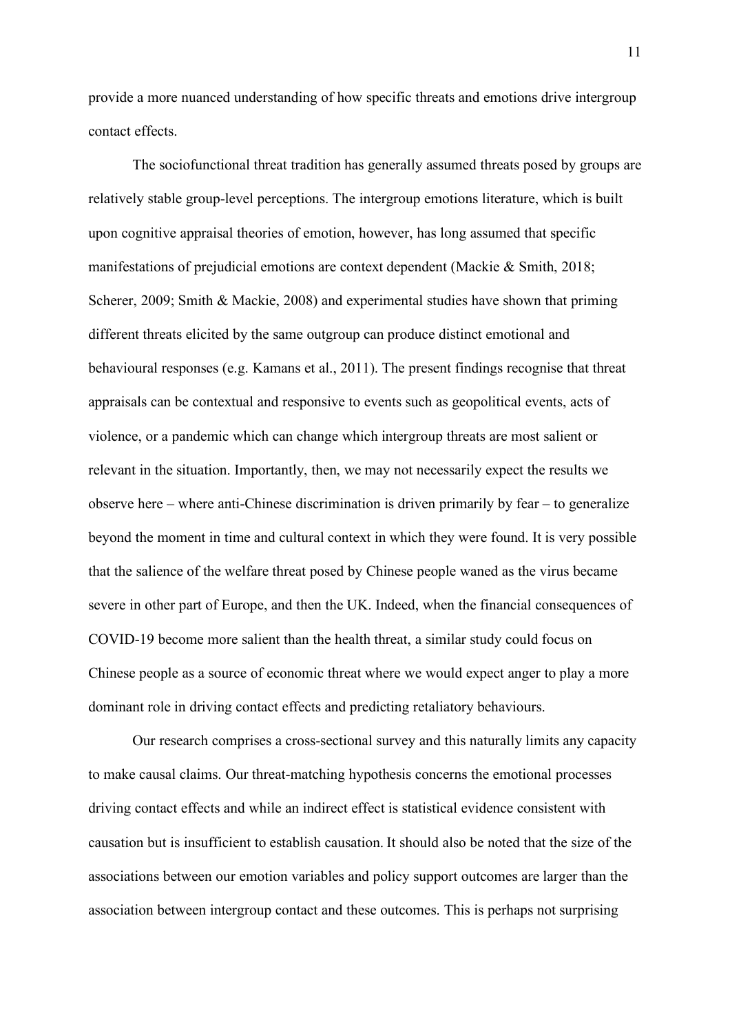provide a more nuanced understanding of how specific threats and emotions drive intergroup contact effects.

The sociofunctional threat tradition has generally assumed threats posed by groups are relatively stable group-level perceptions. The intergroup emotions literature, which is built upon cognitive appraisal theories of emotion, however, has long assumed that specific manifestations of prejudicial emotions are context dependent (Mackie & Smith, 2018; Scherer, 2009; Smith & Mackie, 2008) and experimental studies have shown that priming different threats elicited by the same outgroup can produce distinct emotional and behavioural responses (e.g. Kamans et al., 2011). The present findings recognise that threat appraisals can be contextual and responsive to events such as geopolitical events, acts of violence, or a pandemic which can change which intergroup threats are most salient or relevant in the situation. Importantly, then, we may not necessarily expect the results we observe here – where anti-Chinese discrimination is driven primarily by fear – to generalize beyond the moment in time and cultural context in which they were found. It is very possible that the salience of the welfare threat posed by Chinese people waned as the virus became severe in other part of Europe, and then the UK. Indeed, when the financial consequences of COVID-19 become more salient than the health threat, a similar study could focus on Chinese people as a source of economic threat where we would expect anger to play a more dominant role in driving contact effects and predicting retaliatory behaviours.

Our research comprises a cross-sectional survey and this naturally limits any capacity to make causal claims. Our threat-matching hypothesis concerns the emotional processes driving contact effects and while an indirect effect is statistical evidence consistent with causation but is insufficient to establish causation. It should also be noted that the size of the associations between our emotion variables and policy support outcomes are larger than the association between intergroup contact and these outcomes. This is perhaps not surprising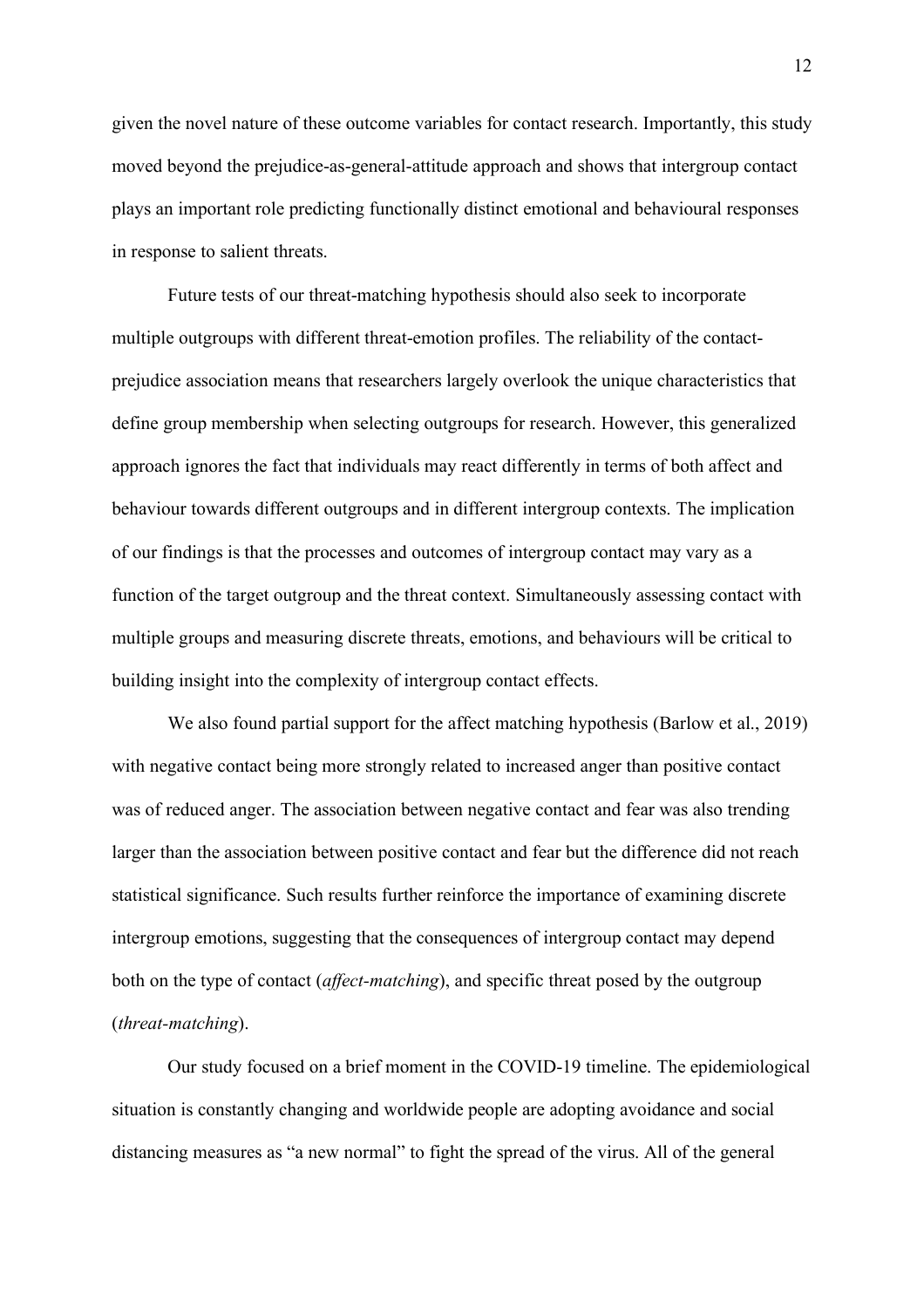given the novel nature of these outcome variables for contact research. Importantly, this study moved beyond the prejudice-as-general-attitude approach and shows that intergroup contact plays an important role predicting functionally distinct emotional and behavioural responses in response to salient threats.

Future tests of our threat-matching hypothesis should also seek to incorporate multiple outgroups with different threat-emotion profiles. The reliability of the contact-prejudice association means that researchers largely overlook the unique characteristics that define group membership when selecting outgroups for research. However, this generalized approach ignores the fact that individuals may react differently in terms of both affect and behaviour towards different outgroups and in different intergroup contexts. The implication of our findings is that the processes and outcomes of intergroup contact may vary as a function of the target outgroup and the threat context. Simultaneously assessing contact with multiple groups and measuring discrete threats, emotions, and behaviours will be critical to building insight into the complexity of intergroup contact effects.

We also found partial support for the affect matching hypothesis (Barlow et al., 2019) with negative contact being more strongly related to increased anger than positive contact was of reduced anger. The association between negative contact and fear was also trending larger than the association between positive contact and fear but the difference did not reach statistical significance. Such results further reinforce the importance of examining discrete intergroup emotions, suggesting that the consequences of intergroup contact may depend both on the type of contact (*affect-matching*), and specific threat posed by the outgroup (*threat-matching*).

Our study focused on a brief moment in the COVID-19 timeline. The epidemiological situation is constantly changing and worldwide people are adopting avoidance and social distancing measures as "a new normal" to fight the spread of the virus. All of the general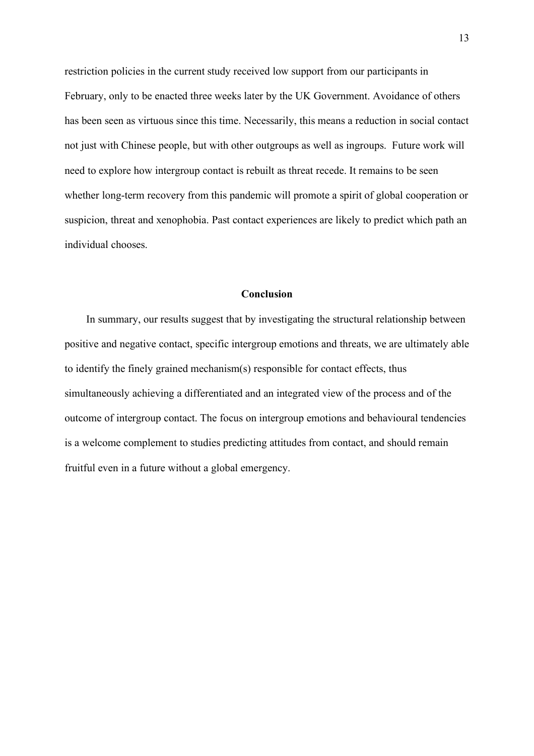restriction policies in the current study received low support from our participants in February, only to be enacted three weeks later by the UK Government. Avoidance of others has been seen as virtuous since this time. Necessarily, this means a reduction in social contact not just with Chinese people, but with other outgroups as well as ingroups. Future work will need to explore how intergroup contact is rebuilt as threat recede. It remains to be seen whether long-term recovery from this pandemic will promote a spirit of global cooperation or suspicion, threat and xenophobia. Past contact experiences are likely to predict which path an individual chooses.

## Conclusion

In summary, our results suggest that by investigating the structural relationship between positive and negative contact, specific intergroup emotions and threats, we are ultimately able to identify the finely grained mechanism(s) responsible for contact effects, thus simultaneously achieving a differentiated and an integrated view of the process and of the outcome of intergroup contact. The focus on intergroup emotions and behavioural tendencies is a welcome complement to studies predicting attitudes from contact, and should remain fruitful even in a future without a global emergency.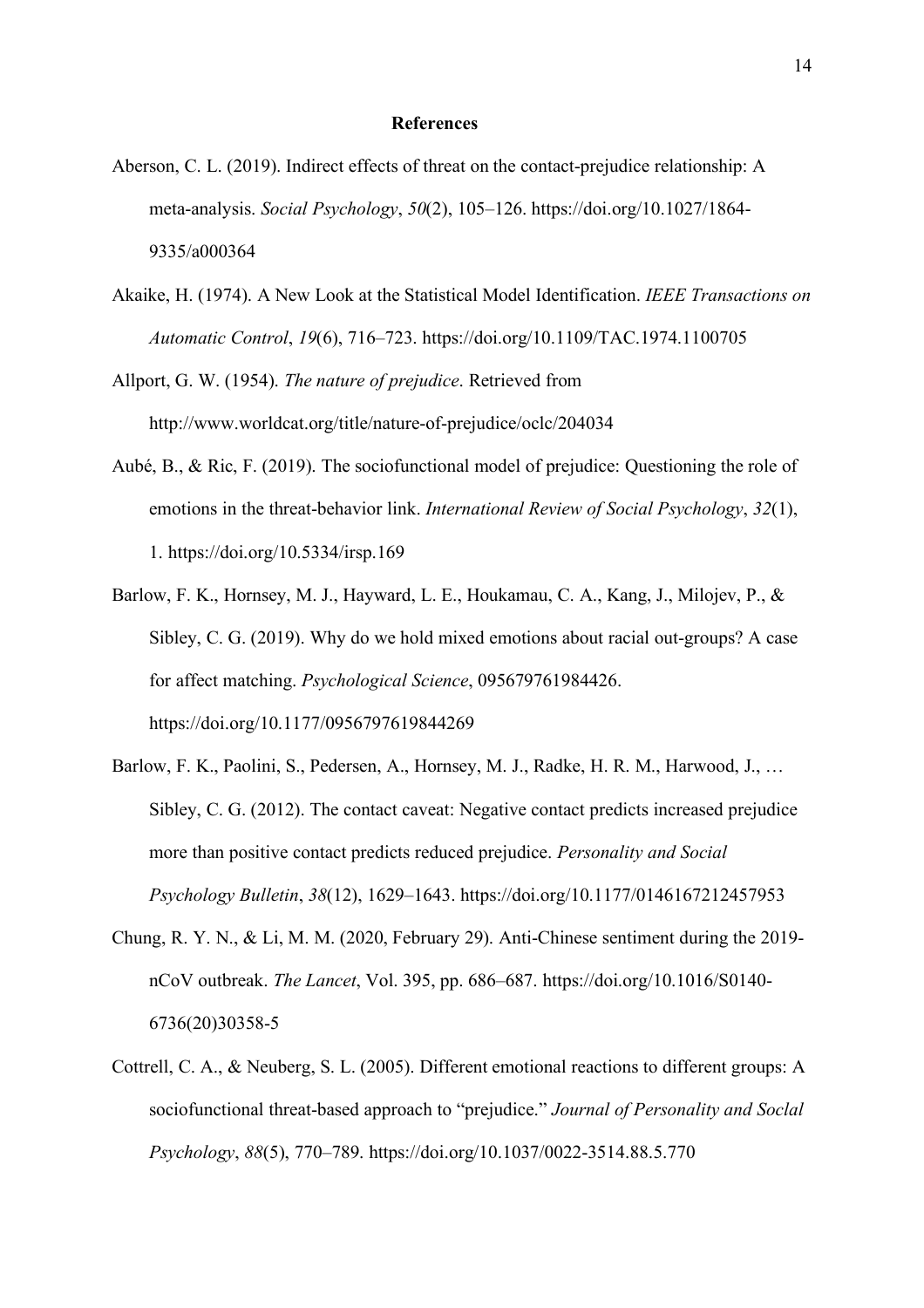## References

Aberson, C. L. (2019). Indirect effects of threat on the contact-prejudice relationship: A meta-analysis. *Social Psychology*, *50*(2), 105–126. https://doi.org/10.1027/1864-9335/a000364

Akaike, H. (1974). A New Look at the Statistical Model Identification. *IEEE Transactions on Automatic Control*, *19*(6), 716–723. https://doi.org/10.1109/TAC.1974.1100705

Allport, G. W. (1954). *The nature of prejudice*. Retrieved from http://www.worldcat.org/title/nature-of-prejudice/oclc/204034

Aubé, B., & Ric, F. (2019). The sociofunctional model of prejudice: Questioning the role of emotions in the threat-behavior link. *International Review of Social Psychology*, *32*(1), 1. https://doi.org/10.5334/irsp.169

Barlow, F. K., Hornsey, M. J., Hayward, L. E., Houkamau, C. A., Kang, J., Milojev, P., & Sibley, C. G. (2019). Why do we hold mixed emotions about racial out-groups? A case for affect matching. *Psychological Science*, 095679761984426. https://doi.org/10.1177/0956797619844269

Barlow, F. K., Paolini, S., Pedersen, A., Hornsey, M. J., Radke, H. R. M., Harwood, J., … Sibley, C. G. (2012). The contact caveat: Negative contact predicts increased prejudice more than positive contact predicts reduced prejudice. *Personality and Social Psychology Bulletin*, *38*(12), 1629–1643. https://doi.org/10.1177/0146167212457953

Chung, R. Y. N., & Li, M. M. (2020, February 29). Anti-Chinese sentiment during the 2019-nCoV outbreak. *The Lancet*, Vol. 395, pp. 686–687. https://doi.org/10.1016/S0140-6736(20)30358-5

Cottrell, C. A., & Neuberg, S. L. (2005). Different emotional reactions to different groups: A sociofunctional threat-based approach to "prejudice." *Journal of Personality and Soclal Psychology*, *88*(5), 770–789. https://doi.org/10.1037/0022-3514.88.5.770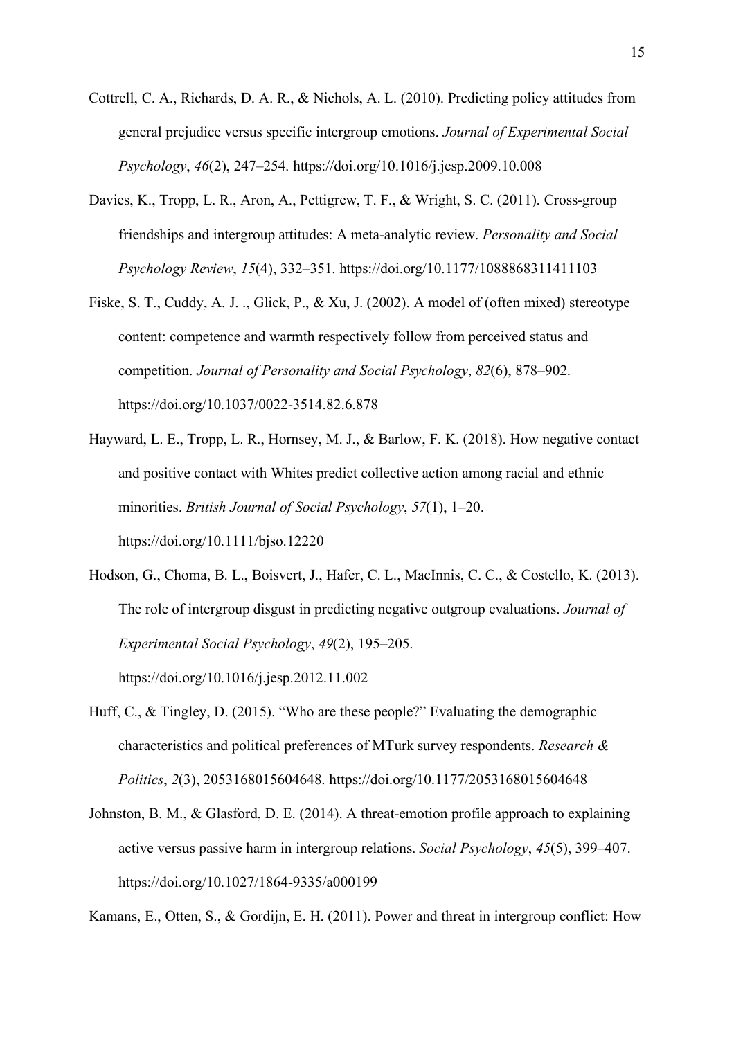Cottrell, C. A., Richards, D. A. R., & Nichols, A. L. (2010). Predicting policy attitudes from general prejudice versus specific intergroup emotions. *Journal of Experimental Social Psychology*, *46*(2), 247–254. https://doi.org/10.1016/j.jesp.2009.10.008

Davies, K., Tropp, L. R., Aron, A., Pettigrew, T. F., & Wright, S. C. (2011). Cross-group friendships and intergroup attitudes: A meta-analytic review. *Personality and Social Psychology Review*, *15*(4), 332–351. https://doi.org/10.1177/1088868311411103

Fiske, S. T., Cuddy, A. J. ., Glick, P., & Xu, J. (2002). A model of (often mixed) stereotype content: competence and warmth respectively follow from perceived status and competition. *Journal of Personality and Social Psychology*, *82*(6), 878–902. https://doi.org/10.1037/0022-3514.82.6.878

Hayward, L. E., Tropp, L. R., Hornsey, M. J., & Barlow, F. K. (2018). How negative contact and positive contact with Whites predict collective action among racial and ethnic minorities. *British Journal of Social Psychology*, *57*(1), 1–20. https://doi.org/10.1111/bjso.12220

Hodson, G., Choma, B. L., Boisvert, J., Hafer, C. L., MacInnis, C. C., & Costello, K. (2013). The role of intergroup disgust in predicting negative outgroup evaluations. *Journal of Experimental Social Psychology*, *49*(2), 195–205. https://doi.org/10.1016/j.jesp.2012.11.002

Huff, C., & Tingley, D. (2015). "Who are these people?" Evaluating the demographic characteristics and political preferences of MTurk survey respondents. *Research & Politics*, *2*(3), 2053168015604648. https://doi.org/10.1177/2053168015604648

Johnston, B. M., & Glasford, D. E. (2014). A threat-emotion profile approach to explaining active versus passive harm in intergroup relations. *Social Psychology*, *45*(5), 399–407. https://doi.org/10.1027/1864-9335/a000199

Kamans, E., Otten, S., & Gordijn, E. H. (2011). Power and threat in intergroup conflict: How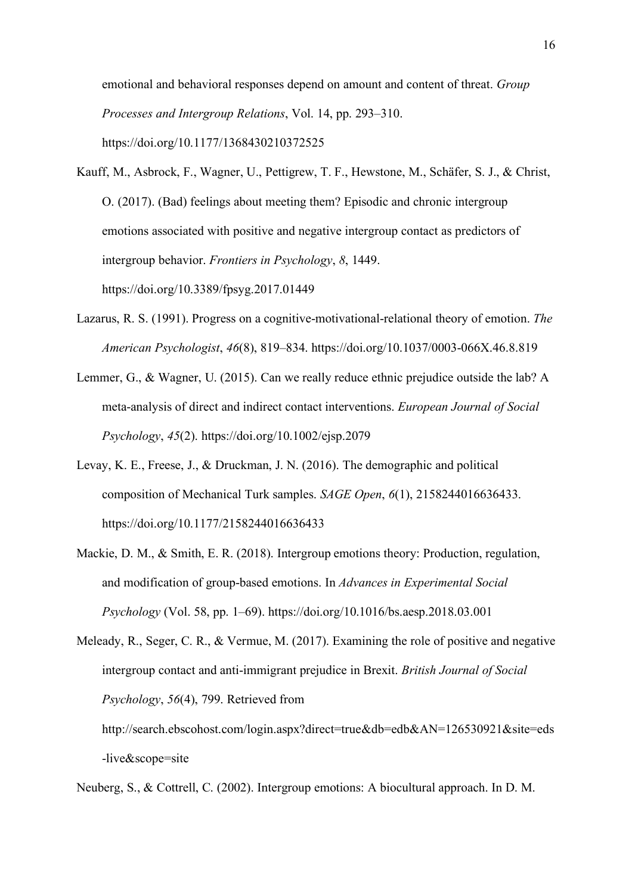emotional and behavioral responses depend on amount and content of threat. *Group Processes and Intergroup Relations*, Vol. 14, pp. 293–310. https://doi.org/10.1177/1368430210372525

Kauff, M., Asbrock, F., Wagner, U., Pettigrew, T. F., Hewstone, M., Schäfer, S. J., & Christ, O. (2017). (Bad) feelings about meeting them? Episodic and chronic intergroup emotions associated with positive and negative intergroup contact as predictors of intergroup behavior. *Frontiers in Psychology*, *8*, 1449. https://doi.org/10.3389/fpsyg.2017.01449

Lazarus, R. S. (1991). Progress on a cognitive-motivational-relational theory of emotion. *The American Psychologist*, *46*(8), 819–834. https://doi.org/10.1037/0003-066X.46.8.819

Lemmer, G., & Wagner, U. (2015). Can we really reduce ethnic prejudice outside the lab? A meta-analysis of direct and indirect contact interventions. *European Journal of Social Psychology*, *45*(2). https://doi.org/10.1002/ejsp.2079

Levay, K. E., Freese, J., & Druckman, J. N. (2016). The demographic and political composition of Mechanical Turk samples. *SAGE Open*, *6*(1), 2158244016636433. https://doi.org/10.1177/2158244016636433

Mackie, D. M., & Smith, E. R. (2018). Intergroup emotions theory: Production, regulation, and modification of group-based emotions. In *Advances in Experimental Social Psychology* (Vol. 58, pp. 1–69). https://doi.org/10.1016/bs.aesp.2018.03.001

Meleady, R., Seger, C. R., & Vermue, M. (2017). Examining the role of positive and negative intergroup contact and anti-immigrant prejudice in Brexit. *British Journal of Social Psychology*, *56*(4), 799. Retrieved from http://search.ebscohost.com/login.aspx?direct=true&db=edb&AN=126530921&site=eds-live&scope=site

Neuberg, S., & Cottrell, C. (2002). Intergroup emotions: A biocultural approach. In D. M.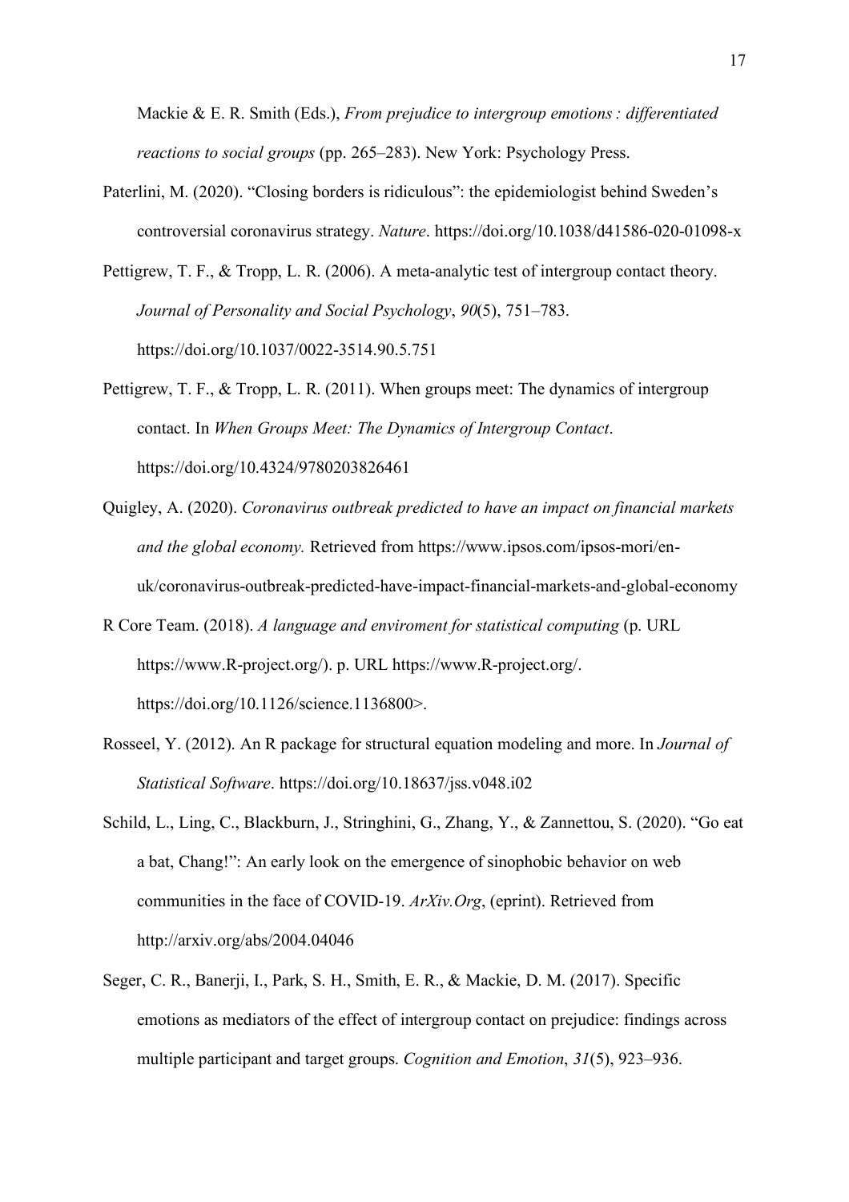Mackie & E. R. Smith (Eds.), *From prejudice to intergroup emotions : differentiated reactions to social groups* (pp. 265–283). New York: Psychology Press.

Paterlini, M. (2020). "Closing borders is ridiculous": the epidemiologist behind Sweden's controversial coronavirus strategy. *Nature*. https://doi.org/10.1038/d41586-020-01098-x

Pettigrew, T. F., & Tropp, L. R. (2006). A meta-analytic test of intergroup contact theory. *Journal of Personality and Social Psychology*, *90*(5), 751–783. https://doi.org/10.1037/0022-3514.90.5.751

Pettigrew, T. F., & Tropp, L. R. (2011). When groups meet: The dynamics of intergroup contact. In *When Groups Meet: The Dynamics of Intergroup Contact*. https://doi.org/10.4324/9780203826461

Quigley, A. (2020). *Coronavirus outbreak predicted to have an impact on financial markets and the global economy.* Retrieved from https://www.ipsos.com/ipsos-mori/en-uk/coronavirus-outbreak-predicted-have-impact-financial-markets-and-global-economy

R Core Team. (2018). *A language and enviroment for statistical computing* (p. URL https://www.R-project.org/). p. URL https://www.R-project.org/. https://doi.org/10.1126/science.1136800>.

Rosseel, Y. (2012). An R package for structural equation modeling and more. In *Journal of Statistical Software*. https://doi.org/10.18637/jss.v048.i02

Schild, L., Ling, C., Blackburn, J., Stringhini, G., Zhang, Y., & Zannettou, S. (2020). "Go eat a bat, Chang!": An early look on the emergence of sinophobic behavior on web communities in the face of COVID-19. *ArXiv.Org*, (eprint). Retrieved from http://arxiv.org/abs/2004.04046

Seger, C. R., Banerji, I., Park, S. H., Smith, E. R., & Mackie, D. M. (2017). Specific emotions as mediators of the effect of intergroup contact on prejudice: findings across multiple participant and target groups. *Cognition and Emotion*, *31*(5), 923–936.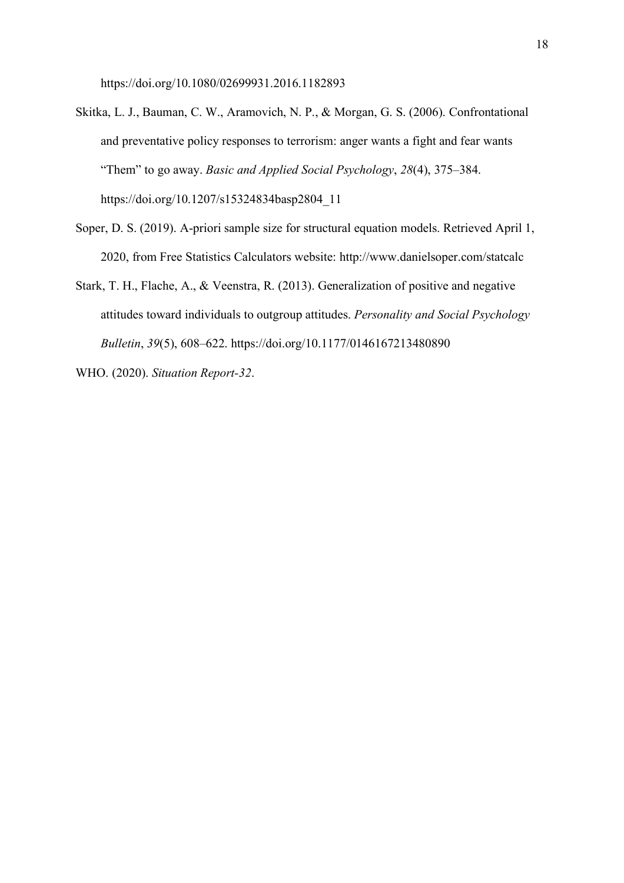https://doi.org/10.1080/02699931.2016.1182893

Skitka, L. J., Bauman, C. W., Aramovich, N. P., & Morgan, G. S. (2006). Confrontational and preventative policy responses to terrorism: anger wants a fight and fear wants "Them" to go away. *Basic and Applied Social Psychology*, *28*(4), 375–384. https://doi.org/10.1207/s15324834basp2804_11

Soper, D. S. (2019). A-priori sample size for structural equation models. Retrieved April 1, 2020, from Free Statistics Calculators website: http://www.danielsoper.com/statcalc

Stark, T. H., Flache, A., & Veenstra, R. (2013). Generalization of positive and negative attitudes toward individuals to outgroup attitudes. *Personality and Social Psychology Bulletin*, *39*(5), 608–622. https://doi.org/10.1177/0146167213480890

WHO. (2020). *Situation Report-32*.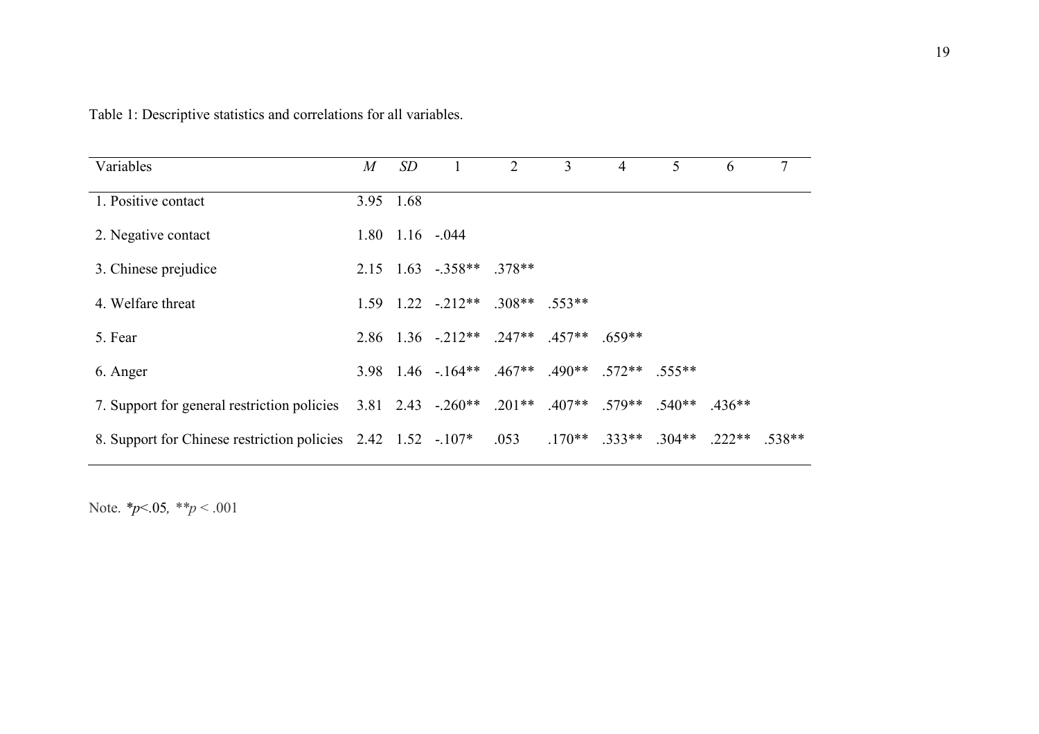Table 1: Descriptive statistics and correlations for all variables.

| Variables | *M* | *SD* | 1 | 2 | 3 | 4 | 5 | 6 | 7 |
|---|---|---|---|---|---|---|---|---|---|
| 1. Positive contact | 3.95 | 1.68 | | | | | | | |
| 2. Negative contact | 1.80 | 1.16 | -.044 | | | | | | |
| 3. Chinese prejudice | 2.15 | 1.63 | -.358** | .378** | | | | | |
| 4. Welfare threat | 1.59 | 1.22 | -.212** | .308** | .553** | | | | |
| 5. Fear | 2.86 | 1.36 | -.212** | .247** | .457** | .659** | | | |
| 6. Anger | 3.98 | 1.46 | -.164** | .467** | .490** | .572** | .555** | | |
| 7. Support for general restriction policies | 3.81 | 2.43 | -.260** | .201** | .407** | .579** | .540** | .436** | |
| 8. Support for Chinese restriction policies | 2.42 | 1.52 | -.107* | .053 | .170** | .333** | .304** | .222** | .538** |

Note. *$p$<.05, **$p$ < .001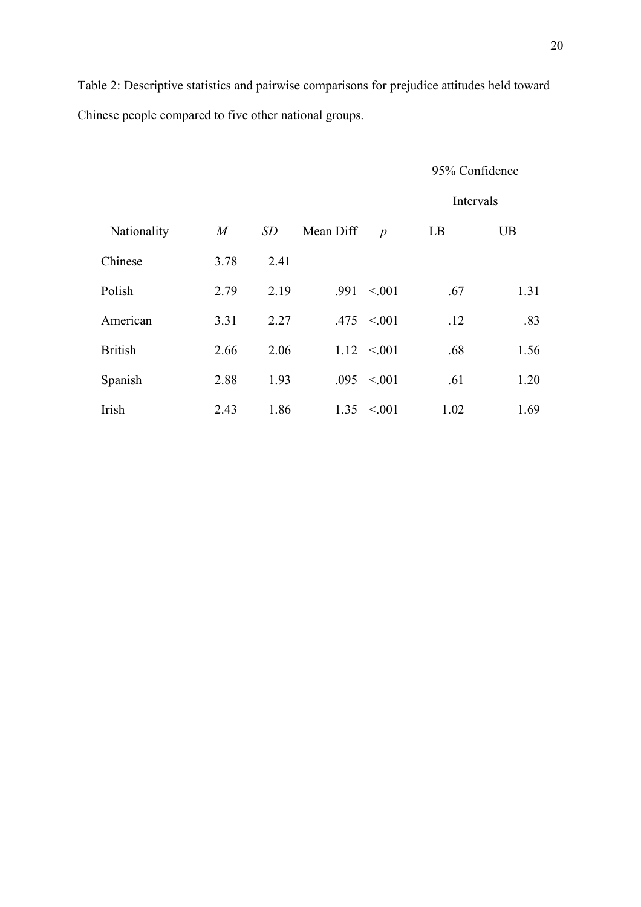Table 2: Descriptive statistics and pairwise comparisons for prejudice attitudes held toward Chinese people compared to five other national groups.

| | | | | | 95% Confidence Intervals | |
|---|---|---|---|---|---|---|
| Nationality | *M* | *SD* | Mean Diff | *p* | LB | UB |
| Chinese | 3.78 | 2.41 | | | | |
| Polish | 2.79 | 2.19 | .991 | <.001 | .67 | 1.31 |
| American | 3.31 | 2.27 | .475 | <.001 | .12 | .83 |
| British | 2.66 | 2.06 | 1.12 | <.001 | .68 | 1.56 |
| Spanish | 2.88 | 1.93 | .095 | <.001 | .61 | 1.20 |
| Irish | 2.43 | 1.86 | 1.35 | <.001 | 1.02 | 1.69 |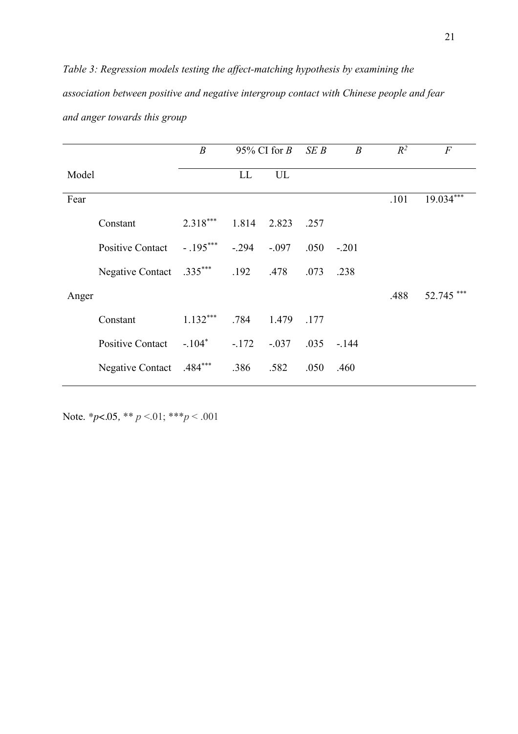*Table 3: Regression models testing the affect-matching hypothesis by examining the association between positive and negative intergroup contact with Chinese people and fear and anger towards this group*

| | | *B* | 95% CI for *B* | | *SE B* | *B* | $R^2$ | *F* |
|---|---|---|---|---|---|---|---|---|
| Model | | | LL | UL | | | | |
| Fear | | | | | | | .101 | 19.034*** |
| | Constant | 2.318*** | 1.814 | 2.823 | .257 | | | |
| | Positive Contact | - .195*** | -.294 | -.097 | .050 | -.201 | | |
| | Negative Contact | .335*** | .192 | .478 | .073 | .238 | | |
| Anger | | | | | | | .488 | 52.745 *** |
| | Constant | 1.132*** | .784 | 1.479 | .177 | | | |
| | Positive Contact | -.104* | -.172 | -.037 | .035 | -.144 | | |
| | Negative Contact | .484*** | .386 | .582 | .050 | .460 | | |

Note. *$p<.05$, ** $p<.01$; ***$p<.001$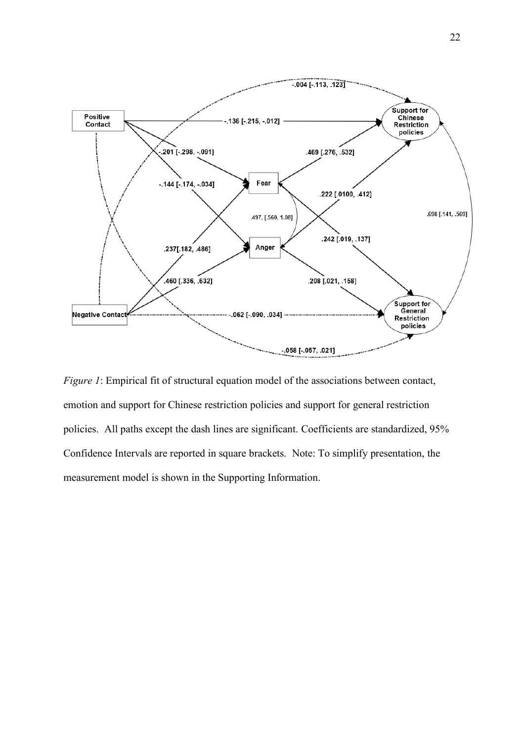*Figure 1*: Empirical fit of structural equation model of the associations between contact, emotion and support for Chinese restriction policies and support for general restriction policies. All paths except the dash lines are significant. Coefficients are standardized, 95% Confidence Intervals are reported in square brackets. Note: To simplify presentation, the measurement model is shown in the Supporting Information.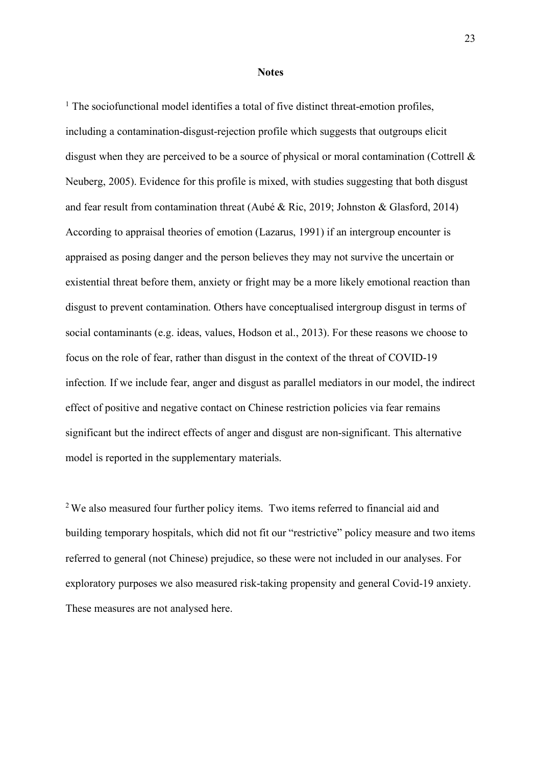## Notes

[1] The sociofunctional model identifies a total of five distinct threat-emotion profiles, including a contamination-disgust-rejection profile which suggests that outgroups elicit disgust when they are perceived to be a source of physical or moral contamination (Cottrell & Neuberg, 2005). Evidence for this profile is mixed, with studies suggesting that both disgust and fear result from contamination threat (Aubé & Ric, 2019; Johnston & Glasford, 2014) According to appraisal theories of emotion (Lazarus, 1991) if an intergroup encounter is appraised as posing danger and the person believes they may not survive the uncertain or existential threat before them, anxiety or fright may be a more likely emotional reaction than disgust to prevent contamination. Others have conceptualised intergroup disgust in terms of social contaminants (e.g. ideas, values, Hodson et al., 2013). For these reasons we choose to focus on the role of fear, rather than disgust in the context of the threat of COVID-19 infection. If we include fear, anger and disgust as parallel mediators in our model, the indirect effect of positive and negative contact on Chinese restriction policies via fear remains significant but the indirect effects of anger and disgust are non-significant. This alternative model is reported in the supplementary materials.

[2] We also measured four further policy items. Two items referred to financial aid and building temporary hospitals, which did not fit our "restrictive" policy measure and two items referred to general (not Chinese) prejudice, so these were not included in our analyses. For exploratory purposes we also measured risk-taking propensity and general Covid-19 anxiety. These measures are not analysed here.